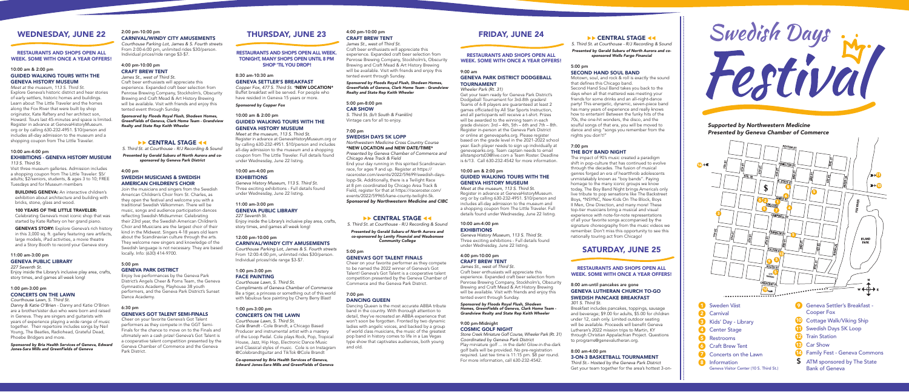# WEDNESDAY, JUNE 22

**RESTAURANTS AND SHOPS OPEN ALL WEEK. SOME WITH ONCE A YEAR OFFERS!**

### 10:00 am & 2:00 pm
### GUIDED WALKING TOURS WITH THE GENEVA HISTORY MUSEUM

*Meet at the museum, 113 S. Third St.*
Explore Geneva's historic district and hear stories of early settlers, historic homes and buildings. Learn about The Little Traveler and the homes along the Fox River that were built by shop originator, Kate Raftery and her architect son, Howard. Tours last 45-minutes and space is limited. Register in advance at GenevaHistoryMuseum.org or by calling 630-232-4951. $10/person and includes all-day admission to the museum and a shopping coupon from The Little Traveler.

### 10:00 am-4:00 pm
### EXHIBITIONS - GENEVA HISTORY MUSEUM

*113 S. Third St.*
Visit three museum galleries. Admission includes a shopping coupon from The Little Traveler. $5/adults; $2/seniors, students, & ages 3 to 10; FREE Tuesdays and for Museum members

**BUILDING GENEVA:** An interactive children's exhibition about architecture and building with bricks, stone, glass and wood.

**100 YEARS OF THE LITTLE TRAVELER:** Celebrating Geneva's most iconic shop that was started by Kate Raftery on her grand piano.

**GENEVA'S STORY:** Explore Geneva's rich history in this 3,000 sq. ft. gallery featuring rare artifacts, large models, iPad activities, a movie theatre and a Story Booth to record your Geneva story.

### 11:00 am-3:00 pm
### GENEVA PUBLIC LIBRARY

*227 Seventh St.*
Enjoy inside the Library's inclusive play area, crafts, story times, and games all week long!

### 1:00 pm-3:00 pm
### CONCERTS ON THE LAWN

*Courthouse Lawn, S. Third St.*
*Danny & Katie O'Brien* - Danny and Katie O'Brien are a brother/sister duo who were born and raised in Geneva. They are singers and guitarists with years of experience playing a wide range of music together. Their repertoire includes songs by Neil Young, The Beatles, Radiohead, Grateful Dead, Phoebe Bridgers and more.

***Sponsored by Bria Health Services of Geneva, Edward Jones-Sara Mills and GreenFields of Geneva***

### 2:00 pm-10:00 pm
### CARNIVAL/WINDY CITY AMUSEMENTS

*Courthouse Parking Lot, James & S. Fourth streets*
From 2:00-6:00 pm, unlimited rides $30/person. Individual prices/ride range $3-$7.

### 4:00 pm-10:00 pm
### CRAFT BREW TENT

*James St., west of Third St.*
Craft beer enthusiasts will appreciate this experience. Expanded craft beer selection from Penrose Brewing Company, Stockholm's, Obscurity Brewing and Craft Mead & Art History Brewing will be available. Visit with friends and enjoy this tented event through Sunday.

***Sponsored by Floods Royal Flush, Shodeen Homes, GreenFields of Geneva, Clark Home Team - Grandview Realty and State Rep Keith Wheeler***

### ▶▶ CENTRAL STAGE ◀◀

*S. Third St. at Courthouse - R/J Recording & Sound*

***Presented by Gerald Subaru of North Aurora and co-sponsored by Geneva Park District***

### 4:00 pm
### SWEDISH MUSICIANS & SWEDISH AMERICAN CHILDREN'S CHOIR

Join the musicians and singers from the Swedish American Children's Choir from St. Charles, as they open the festival and welcome you with a traditional Swedish Välkommen. There will be music, songs and audience participation dances reflecting Swedish Midsummer. Celebrating their 23rd year, the Swedish American Children's Choir and Musicians are the largest choir of their kind in the Midwest. Singers 4-18 years old learn about the Scandinavian culture through the arts. They welcome new singers and knowledge of the Swedish language is not necessary. They are based locally. Info: (630) 414-9700.

### 5:00 pm
### GENEVA PARK DISTRICT

Enjoy live performances by the Geneva Park District's Angels Cheer & Poms Team, the Geneva Gymnastics Academy, Playhouse 38 youth performers, and the Geneva Park District's Sunset Dance Academy.

### 6:30 pm
### GENEVA'S GOT TALENT SEMI-FINALS

Cheer on your favorite Geneva's Got Talent performers as they compete in the GGT Semi-Finals for the chance to move on to the Finals and ultimately win a cash prize! Geneva's Got Talent is a cooperative talent competition presented by the Geneva Chamber of Commerce and the Geneva Park District.

# THURSDAY, JUNE 23

**RESTAURANTS AND SHOPS OPEN ALL WEEK. TONIGHT, MANY SHOPS OPEN UNTIL 8 PM SHOP 'TIL YOU DROP!**

### 8:30 am-10:30 am
### GENEVA SETTLER'S BREAKFAST

*Copper Fox, 477 S. Third St.* **\*NEW LOCATION\*** Buffet breakfast will be served. For people who have resided in Geneva 15 years or more.

***Sponsored by Copper Fox***

### 10:00 am & 2:00 pm
### GUIDED WALKING TOURS WITH THE GENEVA HISTORY MUSEUM

*Meet at the museum, 113 S. Third St.*
Register in advance at GenevaHistoryMuseum.org or by calling 630-232-4951. $10/person and includes all-day admission to the museum and a shopping coupon from The Little Traveler. Full details found under Wednesday, June 22 listing.

### 10:00 am-4:00 pm
### EXHIBITIONS

*Geneva History Museum, 113 S. Third St.*
Three exciting exhibitions - Full details found under Wednesday, June 22 listing.

### 11:00 am-3:00 pm
### GENEVA PUBLIC LIBRARY

*227 Seventh St.*
Enjoy inside the Library's inclusive play area, crafts, story times, and games all week long!

### 12:00 pm-10:00 pm
### CARNIVAL/WINDY CITY AMUSEMENTS

*Courthouse Parking Lot, James & S. Fourth streets*
From 12:00-4:00 pm, unlimited rides $30/person. Individual prices/ride range $3-$7.

### 1:00 pm-3:00 pm
### FACE PAINTING

*Courthouse Lawn, S. Third St.*
*Compliments of Geneva Chamber of Commerce*
Be a tiger, a princess or something out of this world with fabulous face painting by Cherry Berry Blast!

### 1:00 pm-3:00 pm
### CONCERTS ON THE LAWN

*Courthouse Lawn, S. Third St.*
*Cole Brandt* - Cole Brandt, a Chicago Based Producer and instrumental artist with a mastery of the Loop Pedal. Cole plays Rock, Pop, Tropical House, Jazz, Hip Hop, Electronic Dance Music and Classical styles of music. Cole is on Instagram @Colebrandtguitar and TikTok @Cole Brandt

***Co-sponsored by Bria Health Services of Geneva, Edward Jones-Sara Mills and GreenFields of Geneva***

### 4:00 pm-10:00 pm
### CRAFT BREW TENT

*James St., west of Third St.*
Craft beer enthusiasts will appreciate this experience. Expanded craft beer selection from Penrose Brewing Company, Stockholm's, Obscurity Brewing and Craft Mead & Art History Brewing will be available. Visit with friends and enjoy this tented event through Sunday.

***Sponsored by Floods Royal Flush, Shodeen Homes, GreenFields of Geneva, Clark Home Team - Grandview Realty and State Rep Keith Wheeler***

### 5:00 pm-8:00 pm
### CAR SHOW

*S. Third St. (b/t South & Franklin)*
Vintage cars for all to enjoy.

### 7:00 pm
### SWEDISH DAYS 5K LOPP

*Northwestern Medicine Cross Country Course*
**\*NEW LOCATION and NEW DATE/TIME\***
*Presented by Geneva Chamber of Commerce and Chicago Area Track & Field*
End your day running in this spirited Scandinavian race, for ages 9 and up. Register at https://raceroster.com/events/2022/59699/swedish-days-lopp-5k. Additionally, there is a Twilight Race at 8 pm coordinated by Chicago Area Track & Field, register for that at https://raceroster.com/events/2022/59965/kane-county-twilight-5k.
***Sponsored by Northwestern Medicine and CIBC***

### ▶▶ CENTRAL STAGE ◀◀

*S. Third St. at Courthouse - R/J Recording & Sound*

***Presented by Gerald Subaru of North Aurora and co-sponsored by Lenity Financial and Waubonsee Community College***

### 5:00 pm
### GENEVA'S GOT TALENT FINALS

Cheer on your favorite performer as they compete to be named the 2022 winner of Geneva's Got Talent! Geneva's Got Talent is a cooperative talent competition presented by the Geneva Chamber of Commerce and the Geneva Park District.

### 7:00 pm
### DANCING QUEEN

Dancing Queen is the most accurate ABBA tribute band in the country. With thorough attention to detail, they've recreated an ABBA experience that won't soon be forgotten. Fronted by two dynamic ladies with angelic voices, and backed by a group of world class musicians, the music of the greatest pop band in history comes to life in a Las Vegas type show that captivates audiences, both young and old.

# FRIDAY, JUNE 24

**RESTAURANTS AND SHOPS OPEN ALL WEEK. SOME WITH ONCE A YEAR OFFERS!**

### 9:00 am
### GENEVA PARK DISTRICT DODGEBALL TOURNAMENT

*Wheeler Park (Rt. 31)*
Get your team ready for Geneva Park District's Dodgeball Tournament for 3rd-8th graders! Teams of 6-8 players are guaranteed at least 2 games officiated by All Star Sports Instruction, and all participants will receive a t-shirt. Prizes will be awarded to the winning team in each grade division: 3rd – 4th, 5th – 6th and 7th – 8th. Register in-person at the Geneva Park District or online at genevaparks.org. Please register based on the grade level in the 2021-2022 school year. Each player needs to sign up individually at genevaparks.org. Team captain needs to email allstarsports03@live.com a Team Roster. Deadline is 6/13. Call 630-232-4542 for more information.

### 10:00 am & 2:00 pm
### GUIDED WALKING TOURS WITH THE GENEVA HISTORY MUSEUM

*Meet at the museum, 113 S. Third St.*
Register in advance at GenevaHistoryMuseum.org or by calling 630-232-4951. $10/person and includes all-day admission to the museum and a shopping coupon from The Little Traveler. Full details found under Wednesday, June 22 listing.

### 10:00 am-4:00 pm
### EXHIBITIONS

*Geneva History Museum, 113 S. Third St.*
Three exciting exhibitions - Full details found under Wednesday, June 22 listing.

### 4:00 pm-10:00 pm
### CRAFT BREW TENT

*James St., west of Third St.*
Craft beer enthusiasts will appreciate this experience. Expanded craft beer selection from Penrose Brewing Company, Stockholm's, Obscurity Brewing and Craft Mead & Art History Brewing will be available. Visit with friends and enjoy this tented event through Sunday.

***Sponsored by Floods Royal Flush, Shodeen Homes, GreenFields of Geneva, Clark Home Team - Grandview Realty and State Rep Keith Wheeler***

### 9:00 pm-Midnight
### COSMIC GOLF NIGHT

*Stone Creek Miniature Golf Course, Wheeler Park (Rt. 31)*
*Coordinated by Geneva Park District*
Play miniature golf … in the dark! Glow-in-the-dark golf balls will be provided. No pre-registration required. Last tee time is 11:15 pm. $8 per round. For more information, call 630-232-4542.

### ▶▶ CENTRAL STAGE ◀◀

*S. Third St. at Courthouse - R/J Recording & Sound*

***Presented by Gerald Subaru of North Aurora and co-sponsored Wells Fargo Financial***

### 5:00 pm
### SECOND HAND SOUL BAND

Motown, soul, and rock & roll is exactly the sound that defines this Chicago band.
Second Hand Soul Band takes you back to the days when all that mattered was meeting your friends for some drinks and an all-night-dance party! This energetic, dynamic, seven-piece band has many years of experience and really knows how to entertain! Between the funky hits of the 70s, the one-hit wonders, the disco, and the soulful songs of that era, you will be moved to dance and sing "songs you remember from the nights you don't!"

### 7:00 pm
### THE BOY BAND NIGHT

The impact of 90's music created a paradigm shift in pop-culture that has continued to evolve through the decades. The fusion of musical genres forged an era of heartthrob adolescents unmistakably known as "boy bands". Paying homage to the many iconic groups we know today, The Boy Band Night brings America's only live tribute to pop sensations like The Backstreet Boys, \*NSYNC, New Kids On The Block, Boys II Men, One Direction, and many more! These top-tier musicians bring a musical and visual experience with note-for-note representations of all your favorite songs accompanied by the signature choreography from the music videos we remember. Don't miss this opportunity to see this nationally touring act from Chicago!

# SATURDAY, JUNE 25

**RESTAURANTS AND SHOPS OPEN ALL WEEK. SOME WITH ONCE A YEAR OFFERS!**

### 8:00 am-until pancakes are gone
### GENEVA LUTHERAN CHURCH TO-GO SWEDISH PANCAKE BREAKFAST

*301 S. Third St.*
Breakfast includes pancakes, toppings, sausage and beverage; $9.00 for adults, $5.00 for children under 12, cash only. Limited outdoor seating will be available. Proceeds will benefit Geneva Lutheran's 2022 mission trips to Martin, KY through Christian Appalachian Project. Questions to programs@genevalutheran.org.

### 8:00 am-4:00 pm
### 3-ON-3 BASKETBALL TOURNAMENT

*Third St.- Hosted by the Geneva Park District*
Get your team together for the area's hottest 3-on-

# Swedish Days Festival

***Supported by Northwestern Medicine***
***Presented by Geneva Chamber of Commerce***

1. Sweden Väst
2. Carnival
3. Kids' Day - Library
4. Center Stage
5. Restrooms
6. Craft Brew Tent
7. Concerts on the Lawn
8. Information – Geneva Visitor Center (10 S. Third St.)
9. Geneva Settler's Breakfast - Cooper Fox
10. Cottage Walk/Viking Ship
11. Swedish Days 5K Loop
12. Train Station
13. Car Show
14. Family Fest - Geneva Commons

$ ATM sponsored by The State Bank of Geneva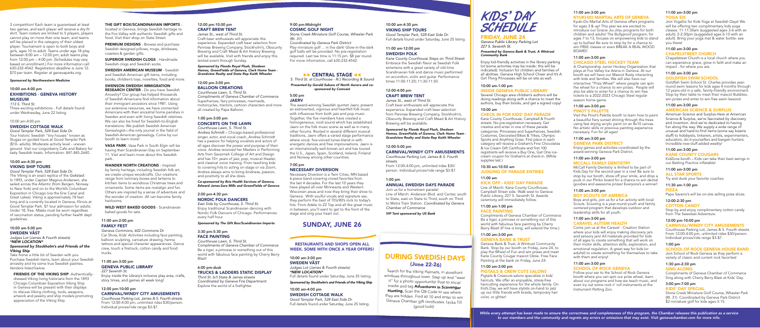3 competition! Each team is guaranteed at least two games, and each player will receive a dry-fit shirt. Team rosters are limited to 5 players, players cannot play on more than one team, and teams will be placed in the category of their oldest player. Tournament is open to both boys and girls, ages 10 to adult. Teams under age 18 play between 8:00 am – 12:00 pm; adult teams play from 12:00 pm – 4:00 pm. (Schedules may vary based on enrollment.) For more information call 630-232-4542. Registration deadline is June 12. $70 per team. Register at genevaparks.org.

*Sponsored by Northwestern Medicine*

### 10:00 am-4:00 pm
### EXHIBITIONS - GENEVA HISTORY MUSEUM
*113 S. Third St.*
Three exciting exhibitions - Full details found under Wednesday, June 22 listing.

### 10:00 am-4:00 pm
### SWEDISH COTTAGE WALK
*Good Templar Park, 528 East Side Dr.*
Tour historic Swedish "tiny houses" known as Stugas on guided tours at Good Templar Park ($10- adults). Moderate activity level - uneven ground. Visit our Lingonberry Cafe and Bakery for tasty Swedish treats. Information: 847-845-2640.

### 10:00 am-4:30 pm
### VIKING SHIP TOURS
*Good Templar Park, 528 East Side Dr.*
The Viking is an exact replica of the *Gokstad*. In 1893, under Captain Magnus Andersen, she sailed across the Atlantic (from Bergen, Norway to New York) and on to the World's Columbian Exposition in Chicago (via the Erie Canal and Great Lakes). Viking is approximately 78 feet long and is currently located in Geneva, Illinois at Good Templar Park. $7 tour admission for adults. Under 18, free. Masks must be worn regardless of vaccination status, pending further health dept guidelines.

### 10:00 am-5:00 pm
### SWEDEN VÄST
*Judges Lot (James & Fourth streets)*
***NEW LOCATION***
***Sponsored by Stockholm's and Friends of the Viking Ship***
Take home a little bit of Sweden with you. Purchase Swedish items, learn about your Swedish ancestry and try some true Swedish pastries. Vendors listed below.

**FRIENDS OF THE VIKING SHIP**: Authentically-dressed Viking living historians from the 1893 Chicago Columbian Exposition Viking Ship in Geneva will be present with their displays to discuss Viking clothing, tools, weapons, artwork and jewelry and ship models promoting appreciation of the Viking Ship.

**THE GIFT BOX/SCANDINAVIAN IMPORTS** - located in Geneva, brings Swedish heritage to the Fox Valley with authentic Swedish gifts and food. Visit their shop on State Street.

**PREMIUM DESIGNS** - Browse and purchase Swedish designed pillows, mugs, drinkware, coasters & garden gifts.

**SUPERIOR SWEDISH CLOGS** - Handmade Swedish clogs and Swedish socks.

**SWEDISH AMERICAN MUSEUM** - Swedish and Swedish American gift items, including books, children's toys, novelties, food and more.

**SWENSON SWEDISH IMMIGRATION RESEARCH CENTER** - Do you have Swedish Ancestry? Our group has helped thousands of Swedish Americans find information about their immigrant ancestors since 1981. Using our extensive resources, we have connected Americans with their ancestral home parishes in Sweden and even with living Swedish relatives. We can also be hired for Swedish-to-English translations. We publish Swedish American Genealogist—the only journal in the field of Swedish-American genealogy. Come by our booth to learn more!

**VASA PARK** -Vasa Park in South Elgin will be having their Scandinavian Day on September 11. Visit and learn more about this Swedish park.

**WANDER NORTH CREATIONS** - Inspired by family heritage, including Swedish folk art, we create unique woodcrafts. Our creations range from luminary boxes and lanterns to kitchen items to wondrous Christmas trees and ornaments. Some items are nostalgic and fun. Others are inspired by a sense of adventure and the wonder of creation. All can become family heirlooms.

**WILD WEST BAKED GOODS** - Scandinavian baked goods for sale.

### 11:00 am-2:00 pm
### FAMILY FEST
*Geneva Commons, 602 Commons Dr.*
Car Show, Kids' Activities including face painting, balloon sculpting, caricature drawing, henna tattoos and special character appearances. Dance crew, touch a firetruck, cotton candy and food trucks.

### 11:00 am-3:00 pm
### GENEVA PUBLIC LIBRARY
*227 Seventh St.*
Enjoy inside the Library's inclusive play area, crafts, story times, and games all week long!

### 12:00 pm-10:00 pm
### CARNIVAL/WINDY CITY AMUSEMENTS
*Courthouse Parking Lot, James & S. Fourth streets*
From 12:00-4:00 pm, unlimited rides $30/person. Individual prices/ride range $3-$7.

### 12:00 pm-10:00 pm
### CRAFT BREW TENT
*James St., west of Third St.*
Craft beer enthusiasts will appreciate this experience. Expanded craft beer selection from Penrose Brewing Company, Stockholm's, Obscurity Brewing and Craft Mead & Art History Brewing will be available. Visit with friends and enjoy this tented event through Sunday.

***Sponsored by Floods Royal Flush, Shodeen Homes, GreenFields of Geneva, Clark Home Team - Grandview Realty and State Rep Keith Wheeler***

### 12:00 pm-3:00 pm
### BALLOON CREATIONS
*Courthouse Lawn, S. Third St.*
*Compliments of Geneva Chamber of Commerce*
Superheroes, fairy princesses, mermaids, motorcycles, tractors, cartoon characters and more all created by Papa Balloon.

### 1:00 pm-3:00 pm
### CONCERTS ON THE LAWN
*Courthouse Lawn, S. Third St.*
*Andrea Schmidt* – Chicago-based professional singer, actor, and vocal coach, Andrea Schmidt has a passion for helping vocalists and actors of all ages discover the power and purpose of their voice. Andrea received her Masters in Performing Arts from Savannah College of Art and Design and has 10+ years of jazz, pop, musical theater, and classical voice training. From teaching kids to covering hits to acting on stage or via Zoom, Andrea always aims to bring kindness, passion, and positivity to all she does.

***Co-sponsored by Bria Health Services of Geneva, Edward Jones-Sara Mills and GreenFields of Geneva***

### 2:00 pm-4:30 pm
### NORDIC FOLK DANCERS
*East Side by Courthouse, S. Third St.*
Enjoy traditional Scandinavian dancing with Nordic Folk Dancers of Chicago. Performances every half hour.

***Sponsored by The Gift Box/Scandinavian Imports***

### 3:30 pm-5:30 pm
### FACE PAINTING
*Courthouse Lawn, S. Third St.*
*Compliments of Geneva Chamber of Commerce*
Be a tiger, a princess or something out of this world with fabulous face painting by Cherry Berry Blast!

### 6:00 pm-dusk
### TRUCKS & LADDERS STATIC DISPLAY
*Third St. b/t State & James streets*
*Coordinated by Geneva Fire Department*
Explore the world of a firefighter.

### 9:00 pm-Midnight
### COSMIC GOLF NIGHT
*Stone Creek Miniature Golf Course, Wheeler Park (Rt. 31)*
*Coordinated by Geneva Park District*
Play miniature golf ... in the dark! Glow-in-the-dark golf balls will be provided. No pre-registration required. Last tee time is 11:15 pm. $8 per round. For more information, call 630-232-4542.

## ▶▶ CENTRAL STAGE ◀◀
*S. Third St. at Courthouse - R/J Recording & Sound*
***Presented by Gerald Subaru of North Aurora and co-sponsored by Comcast***

### 5:00 pm
### JAERV
The award-winning Swedish quintet Jaerv, present an extroverted, vigorous and heartfelt folk music with influences from both jazz and pop music. Together, the five members have created a homogeneous, vivid sound which has established Jaerv on the folk music scene as well as in many other forums. Rooted in several different musical traditions, Jaerv offers a varied stage performance where vocal, five-voiced tunes blend in with energetic dances and free improvisations. Jaerv is an internationally well-known act and has toured the U.S., Japan, Spain, Scotland, Ireland, Finland and Norway among other countries.

### 7:00 pm
### NECESSARY DIVERSION
Necessary Diversion is a Twin Cities, MN based 6-piece band covering crowd favorites from the last 4 decades. For the last 10 years they have played all over Minnesota and Western Wisconsin areas and now they bring their show to Geneva. With soulful vocals and signature sax, they perform the best of 70s/80s rock to today's hits. From Adele to ZZ Top and all the great music in between, you'll want to get to the front of the stage and sing your heart out.

## SUNDAY, JUNE 26

**RESTAURANTS AND SHOPS OPEN ALL WEEK. SOME WITH ONCE A YEAR OFFERS!**

### 10:00 am-3:00 pm
### SWEDEN VÄST
*Judges Lot (James & Fourth streets)*
***NEW LOCATION***
Full details found under Saturday, June 25 listing.

***Sponsored by Stockholm's and Friends of the Viking Ship***

### 10:00 am-4:00 pm
### SWEDISH COTTAGE WALK
*Good Templar Park, 528 East Side Dr.*
Full details found under Saturday, June 25 listing.

### 10:00 am-4:30 pm
### VIKING SHIP TOURS
*Good Templar Park, 528 East Side Dr.*
Full details found under Saturday, June 25 listing.

### 11:00 am-12:00 pm
### SWEDISH FOLK
*Kane County Courthouse Steps on Third Street*
Embrace the Swedish flavor as Swedish Folk entertains with a great variety of old time Scandinavian folk and dance music performed on accordion, violin and guitar. Performance times 11:00-11:20; 11:30-11:50.

### 12:00-4:00 pm
### CRAFT BREW TENT
*James St., west of Third St.*
Craft beer enthusiasts will appreciate this experience. Expanded craft beer selection from Penrose Brewing Company, Stockholm's, Obscurity Brewing and Craft Mead & Art History Brewing will be available.

***Sponsored by Floods Royal Flush, Shodeen Homes, GreenFields of Geneva, Clark Home Team - Grandview Realty and State Rep Keith Wheeler***

### 12:00-5:00 pm
### CARNIVAL/WINDY CITY AMUSEMENTS
*Courthouse Parking Lot, James & S. Fourth streets*
From 12:00-4:00 pm, unlimited rides $30/person. Individual prices/ride range $3-$7.

### 1:00 pm
### ANNUAL SWEDISH DAYS PARADE
Join us for a hometown parade!
Line of March: Anderson Blvd. and Center, south to State, east on State to Third, south on Third to Metra Train Station. *Coordinated by Geneva Chamber of Commerce*

***VIP Tent sponsored by US Bank***

## DURING SWEDISH DAYS (June 22-26)
Search for the Viking Helmets, in storefront windows throughout town. Step up and "wear it" for a photo opportunity! Post to social media and tag **Adventures in Scavenger Hunting.** Scan the QR Code to see where they are hidden. Find all 10 and enter to win Geneva Chamber gift certificates. Lycka Till (good luck)!

# KIDS' DAY SCHEDULE

## FRIDAY, JUNE 24
*Geneva Public Library Parking Lot*
*227 S. Seventh St.*

***Presented by Geneva Bank & Trust, A Wintrust Community Bank***

Enjoy kid-friendly activities in the library parking lot (some activities may be inside; this will be indicated). Inclusion for children and families of all abilities. Geneva High School Cheer and It's A Girl Thing Princesses will be on site as well.

### 10:00 am-1:00 pm
### INSIDE GENEVA PUBLIC LIBRARY
Several Chicago area children's authors will be doing readings along with a chance to meet the authors, buy their books, and get a signed copy!

### 10:00 am
### CHECK IN FOR KIDS' DAY PARADE
Kane County Courthouse, Campbell & Fourth streets. No pre-registration necessary. Get creative and enter in one of these parade categories: Princesses and Superheroes, Swedish Costumes, Decorated Bikes & Trikes, Olympic Sports and Anything Goes. First place in each category will receive a Graham's Fine Chocolates & Ice Cream Gift Certificate and first 100 registrants will receive a Buy One, Get One ice-cream coupon for Graham's at check-in. (While supplies last.)

### 10:30 am-10:50 am
### JUDGING OF PARADE ENTRIES

### 11:00 am
### KICK OFF - KIDS' DAY PARADE
Line of March: Kane County Courthouse, Campbell Street side. Walk west to Geneva Public Library, 227 S. Seventh St. Awards ceremony will immediately follow.

### 11:00 am-1:00 pm
### FACE PAINTING
Compliments of Geneva Chamber of Commerce Be a tiger, a princess or something out of this world with fabulous face painting by Cherry Berry Blast! (If line is long, will extend the time.)

### 11:00 am-3:00 pm
### GENEVA BANK & TRUST
Geneva Bank & Trust, A Wintrust Community Bank. Stop by our booth on Friday, June 24, to play the Wheel of Fun and win prizes and meet Kane County Cougar mascot Ozzie. Free Face Painting at the bank on Friday, June 24.

### 11:00 am-3:00 pm
### PIGTAILS & CREW CUTS SALONS
Pigtails & Crewcuts salons specialize in kids' haircuts. We offer an enjoyable, stress-free haircutting experience for the whole family. On Kid's Day, we will have stylists on-hand to jazz up our little friends with braids, temporary hair color, or glitter!

### 11:00 am-3:00 pm
### KYUKI-DO MARTIAL ARTS OF GENEVA
Kyuki-Do Martial Arts of Geneva offers programs for ages 3 & up! This year we are excited to introduce our Gracie Jiu-Jitsu programs for both children and adults! The Bullyproof program, for ages 7 to 13, focuses on empowering kids to stand up to bullies! Be sure to stop by for a chance to win FREE classes or even BREAK A REAL WOOD BOARD!

### 11:00 am-3:00 pm
### CHICAGO STEEL HOCKEY TEAM
A Championship Junior Hockey Organization that plays at Fox Valley Ice Arena in Geneva. At our booth we will have our Mascot Rusty interacting with kids and families. We will also have our interactive "Prize Wheel" where people can spin the wheel for a chance to win prizes. People will also be able to enter for a chance to win free tickets to a 2022-2023 Chicago Steel regular season home game.

### 11:00 am-3:00 pm
### PINOT'S PALETTE
Visit the Pinot's Palette booth to learn how to paint a beautiful fiery sunset shining through the trees using fast drying acrylic paint on an 8x10 canvas. No artistic skills or previous painting experience necessary. Fun for all ages!

### 11:00 am-3:00 pm
### GENEVA PARK DISTRICT
Enjoy games and activities coordinated by the award-winning Geneva Park District.

### 11:00 am-3:00 pm
### MCCALL FAMILY DENTISTRY
McCall Family Dentistry is thrilled to be part of Kids Day for the second year in a row! Be sure to stop by our booth, show off your smile, and drop a puck in our Plinko board for a chance to win dental goodies and awesome prizes! Everyone's a winner!

### 11:00 am-3:00 pm
### BOY SCOUTS OF AMERICA
Boys and girls, join us for a fun activity with local Scouts. Scouting is a year-round youth and family centered program that develops outdoor and leadership skills for all youth.

### 11:00 am-3:00 pm
### CARAVEL AUTISM HEALTH
Come join us at the Caravel - Creation Station where your kids will enjoy making discovery jars and sensory jars! All materials provided for kids of all ages to create something that will work on their motor skills, attention skills, exploration, and emotional regulation. A great way for kids (or adults!) to create something for themselves to take with them and enjoy!

### 11:00 am-3:00 pm
### SCHOOL OF ROCK GENEVA
Follow your ear to the School of Rock Geneva booth where you can spin our prize wheel, learn about our programs and how we teach music, and even try out some rock n' roll instruments at the Instrument Petting Zoo.

### 11:00 am-3:00 pm
### YOGA SIX
Join YogaSix for Kids Yoga at Swedish Days! We will be offering two complimentary kids yoga classes. 11-11:30am (suggested ages 3-6 with an adult); 2-2:30pm (suggested ages 6-10 with an adult). Bring your yoga mat & water bottle- see you there!

### 11:00 am-3:00 pm
### CHAPELSTREET CHURCH
Chapelstreet Church is a local church where you can experience grace, grow in faith and make an impact - for where you are.

### 11:00 am-3:00 pm
### GOLDFISH SWIM SCHOOL
Goldfish Swim School St. Charles provides year-round swim lessons for kids ages 4 months through 12 years-old in a safe, family-friendly environment. Stop by their table to meet their mascot Bubbles, win prizes and enter to win free swim lessons!

### 11:00 am-3:00 pm
### AMERICAN SCIENCE & SURPLUS
American Science and Surplus-Here at American Science & Surplus, we're fascinated by discovery and invention. And we're dedicated to having fun along the way. We supply a wide range of unusual and hard-to-find items (some say bizarre stuff) to hobbyists, tinkerers, artists, experimenters, educators, do-it-yourselfers and bargain hunters. Incredible new stuff added weekly!

### 11:00 am-3:00 pm
### KANE COUNTY COUGARS
KidZone booth – Kids can take their best swings in our Batting Practice inflatable!

### 11:00 am-3:00 pm
### ALL STAR SPORTS
Try and dunk your favorite coaches.

### 11:30 am-1:00 pm
### PIZZA
Papa Saverio's will be on-site selling pizza slices.

### 12:00-2:30 pm
### COTTON CANDY
Stop by and enjoy complimentary cotton candy from The Sweetest Adventure.

### 12:00 pm-10:00 pm
### CARNIVAL/WINDY CITY AMUSEMENTS
Courthouse Parking Lot, James & S. Fourth streets From 12:00-4:00 pm, unlimited rides $30/person. Individual prices/ride range $3-$7.

### 1:00 pm
### SCHOOL OF ROCK GENEVA HOUSE BAND
Join School of Rock Geneva as they perform a variety of classic and current rock favorites!

### 1:30 pm-2:30 pm
### SING ALONG
Compliments of Geneva Chamber of Commerce Sing along with Cherry Berry Blast at Kids' Day.

### 3:00 pm-7:00 pm
### KIDS' DAY SPECIAL
Stone Creek Miniature Golf Course, Wheeler Park (Rt. 31). Coordinated by Geneva Park District $2 miniature golf for kids ages 3-15.

*While every attempt has been made to ensure the correctness and completeness of this program, the Chamber releases this publication as a service to our members and the community and regrets any errors or omissions that may exist. Visit genevachamber.com for more info.*